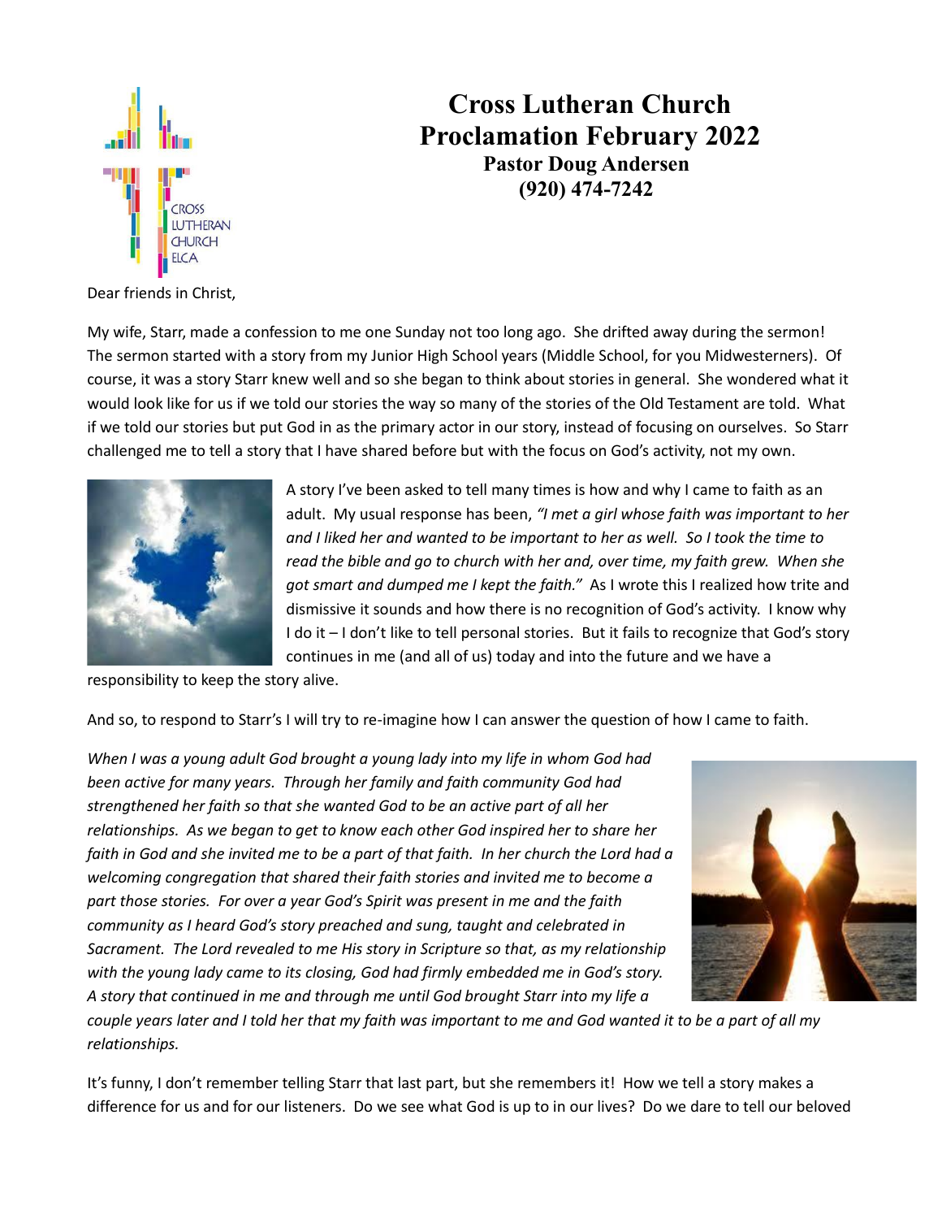# Cross Lutheran Church
# Proclamation February 2022
### Pastor Doug Andersen
### (920) 474-7242

Dear friends in Christ,

My wife, Starr, made a confession to me one Sunday not too long ago. She drifted away during the sermon! The sermon started with a story from my Junior High School years (Middle School, for you Midwesterners). Of course, it was a story Starr knew well and so she began to think about stories in general. She wondered what it would look like for us if we told our stories the way so many of the stories of the Old Testament are told. What if we told our stories but put God in as the primary actor in our story, instead of focusing on ourselves. So Starr challenged me to tell a story that I have shared before but with the focus on God's activity, not my own.

A story I've been asked to tell many times is how and why I came to faith as an adult. My usual response has been, *"I met a girl whose faith was important to her and I liked her and wanted to be important to her as well. So I took the time to read the bible and go to church with her and, over time, my faith grew. When she got smart and dumped me I kept the faith."* As I wrote this I realized how trite and dismissive it sounds and how there is no recognition of God's activity. I know why I do it – I don't like to tell personal stories. But it fails to recognize that God's story continues in me (and all of us) today and into the future and we have a responsibility to keep the story alive.

And so, to respond to Starr's I will try to re-imagine how I can answer the question of how I came to faith.

*When I was a young adult God brought a young lady into my life in whom God had been active for many years. Through her family and faith community God had strengthened her faith so that she wanted God to be an active part of all her relationships. As we began to get to know each other God inspired her to share her faith in God and she invited me to be a part of that faith. In her church the Lord had a welcoming congregation that shared their faith stories and invited me to become a part those stories. For over a year God's Spirit was present in me and the faith community as I heard God's story preached and sung, taught and celebrated in Sacrament. The Lord revealed to me His story in Scripture so that, as my relationship with the young lady came to its closing, God had firmly embedded me in God's story. A story that continued in me and through me until God brought Starr into my life a couple years later and I told her that my faith was important to me and God wanted it to be a part of all my relationships.*

It's funny, I don't remember telling Starr that last part, but she remembers it! How we tell a story makes a difference for us and for our listeners. Do we see what God is up to in our lives? Do we dare to tell our beloved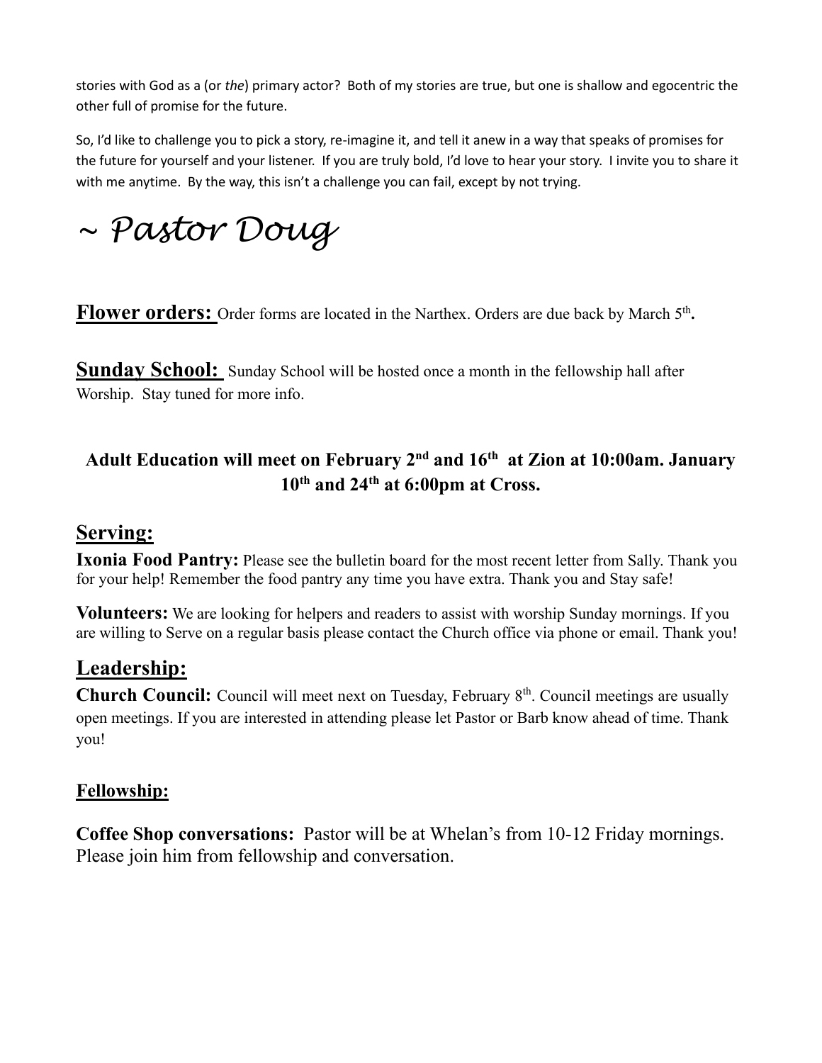stories with God as a (or *the*) primary actor? Both of my stories are true, but one is shallow and egocentric the other full of promise for the future.

So, I'd like to challenge you to pick a story, re-imagine it, and tell it anew in a way that speaks of promises for the future for yourself and your listener. If you are truly bold, I'd love to hear your story. I invite you to share it with me anytime. By the way, this isn't a challenge you can fail, except by not trying.

*~ Pastor Doug*

**Flower orders:** Order forms are located in the Narthex. Orders are due back by March 5th**.**

**Sunday School:** Sunday School will be hosted once a month in the fellowship hall after Worship. Stay tuned for more info.

**Adult Education will meet on February 2nd and 16th at Zion at 10:00am. January 10th and 24th at 6:00pm at Cross.**

## Serving:

**Ixonia Food Pantry:** Please see the bulletin board for the most recent letter from Sally. Thank you for your help! Remember the food pantry any time you have extra. Thank you and Stay safe!

**Volunteers:** We are looking for helpers and readers to assist with worship Sunday mornings. If you are willing to Serve on a regular basis please contact the Church office via phone or email. Thank you!

## Leadership:

**Church Council:** Council will meet next on Tuesday, February 8th. Council meetings are usually open meetings. If you are interested in attending please let Pastor or Barb know ahead of time. Thank you!

### Fellowship:

**Coffee Shop conversations:** Pastor will be at Whelan's from 10-12 Friday mornings. Please join him from fellowship and conversation.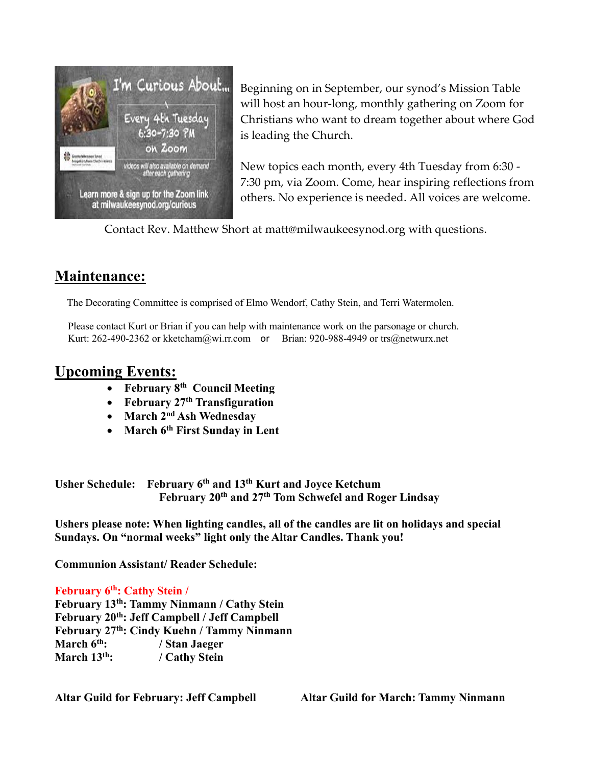Beginning on in September, our synod's Mission Table will host an hour-long, monthly gathering on Zoom for Christians who want to dream together about where God is leading the Church.

New topics each month, every 4th Tuesday from 6:30 - 7:30 pm, via Zoom. Come, hear inspiring reflections from others. No experience is needed. All voices are welcome.

Contact Rev. Matthew Short at matt@milwaukeesynod.org with questions.

## Maintenance:

The Decorating Committee is comprised of Elmo Wendorf, Cathy Stein, and Terri Watermolen.

Please contact Kurt or Brian if you can help with maintenance work on the parsonage or church.
Kurt: 262-490-2362 or kketcham@wi.rr.com or Brian: 920-988-4949 or trs@netwurx.net

## Upcoming Events:

- **February 8th Council Meeting**
- **February 27th Transfiguration**
- **March 2nd Ash Wednesday**
- **March 6th First Sunday in Lent**

**Usher Schedule: February 6th and 13th Kurt and Joyce Ketchum**
**February 20th and 27th Tom Schwefel and Roger Lindsay**

**Ushers please note: When lighting candles, all of the candles are lit on holidays and special Sundays. On "normal weeks" light only the Altar Candles. Thank you!**

**Communion Assistant/ Reader Schedule:**

**February 6th: Cathy Stein /**
**February 13th: Tammy Ninmann / Cathy Stein**
**February 20th: Jeff Campbell / Jeff Campbell**
**February 27th: Cindy Kuehn / Tammy Ninmann**
**March 6th: / Stan Jaeger**
**March 13th: / Cathy Stein**

**Altar Guild for February: Jeff Campbell** **Altar Guild for March: Tammy Ninmann**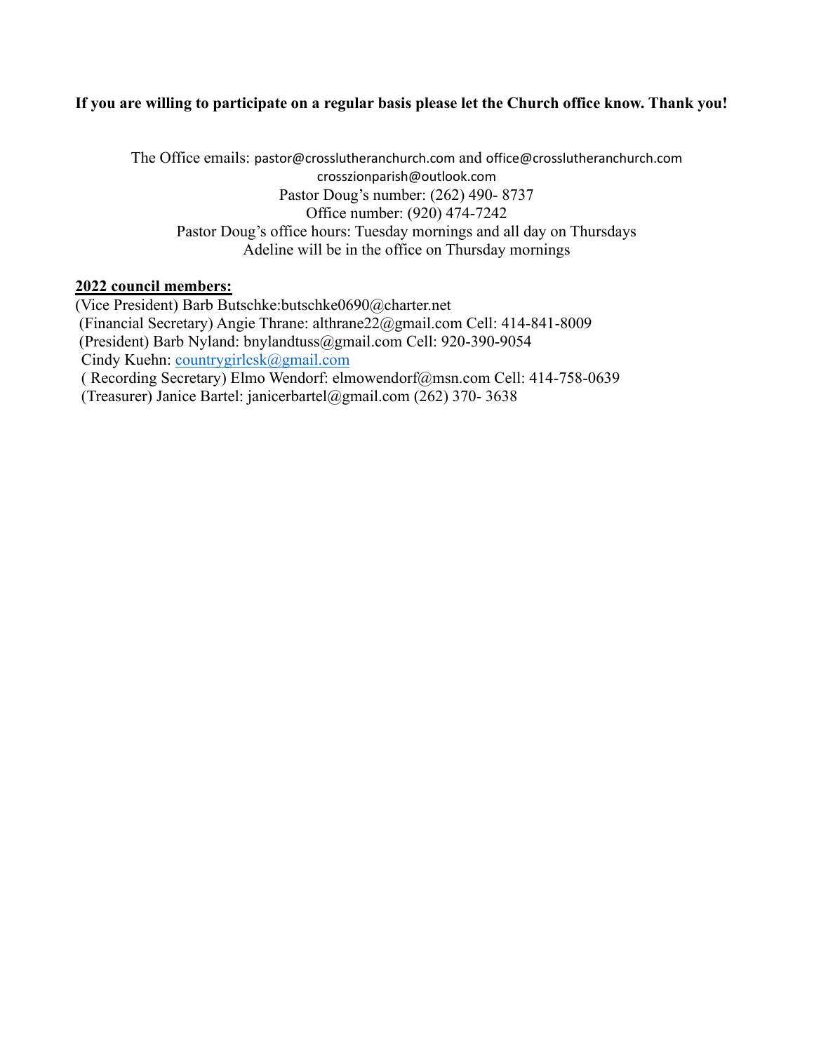**If you are willing to participate on a regular basis please let the Church office know. Thank you!**

The Office emails: pastor@crosslutheranchurch.com and office@crosslutheranchurch.com
crosszionparish@outlook.com
Pastor Doug's number: (262) 490- 8737
Office number: (920) 474-7242
Pastor Doug's office hours: Tuesday mornings and all day on Thursdays
Adeline will be in the office on Thursday mornings

**2022 council members:**

(Vice President) Barb Butschke:butschke0690@charter.net
(Financial Secretary) Angie Thrane: althrane22@gmail.com Cell: 414-841-8009
(President) Barb Nyland: bnylandtuss@gmail.com Cell: 920-390-9054
Cindy Kuehn: countrygirlcsk@gmail.com
( Recording Secretary) Elmo Wendorf: elmowendorf@msn.com Cell: 414-758-0639
(Treasurer) Janice Bartel: janicerbartel@gmail.com (262) 370- 3638